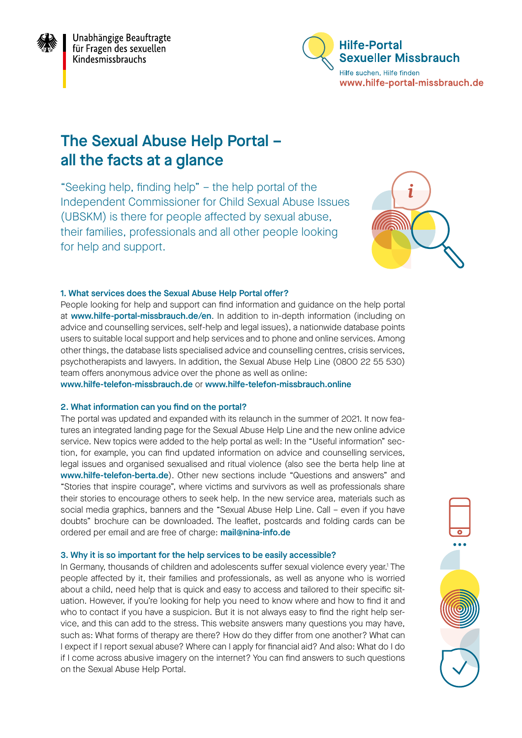Unabhängige Beauftragte für Fragen des sexuellen Kindesmissbrauchs

Hilfe-Portal Sexueller Missbrauch
Hilfe suchen, Hilfe finden
www.hilfe-portal-missbrauch.de

# The Sexual Abuse Help Portal – all the facts at a glance

"Seeking help, finding help" – the help portal of the Independent Commissioner for Child Sexual Abuse Issues (UBSKM) is there for people affected by sexual abuse, their families, professionals and all other people looking for help and support.

### 1. What services does the Sexual Abuse Help Portal offer?

People looking for help and support can find information and guidance on the help portal at **www.hilfe-portal-missbrauch.de/en**. In addition to in-depth information (including on advice and counselling services, self-help and legal issues), a nationwide database points users to suitable local support and help services and to phone and online services. Among other things, the database lists specialised advice and counselling centres, crisis services, psychotherapists and lawyers. In addition, the Sexual Abuse Help Line (0800 22 55 530) team offers anonymous advice over the phone as well as online:
**www.hilfe-telefon-missbrauch.de** or **www.hilfe-telefon-missbrauch.online**

### 2. What information can you find on the portal?

The portal was updated and expanded with its relaunch in the summer of 2021. It now features an integrated landing page for the Sexual Abuse Help Line and the new online advice service. New topics were added to the help portal as well: In the "Useful information" section, for example, you can find updated information on advice and counselling services, legal issues and organised sexualised and ritual violence (also see the berta help line at **www.hilfe-telefon-berta.de**). Other new sections include "Questions and answers" and "Stories that inspire courage", where victims and survivors as well as professionals share their stories to encourage others to seek help. In the new service area, materials such as social media graphics, banners and the "Sexual Abuse Help Line. Call – even if you have doubts" brochure can be downloaded. The leaflet, postcards and folding cards can be ordered per email and are free of charge: **mail@nina-info.de**

### 3. Why it is so important for the help services to be easily accessible?

In Germany, thousands of children and adolescents suffer sexual violence every year.[1] The people affected by it, their families and professionals, as well as anyone who is worried about a child, need help that is quick and easy to access and tailored to their specific situation. However, if you're looking for help you need to know where and how to find it and who to contact if you have a suspicion. But it is not always easy to find the right help service, and this can add to the stress. This website answers many questions you may have, such as: What forms of therapy are there? How do they differ from one another? What can I expect if I report sexual abuse? Where can I apply for financial aid? And also: What do I do if I come across abusive imagery on the internet? You can find answers to such questions on the Sexual Abuse Help Portal.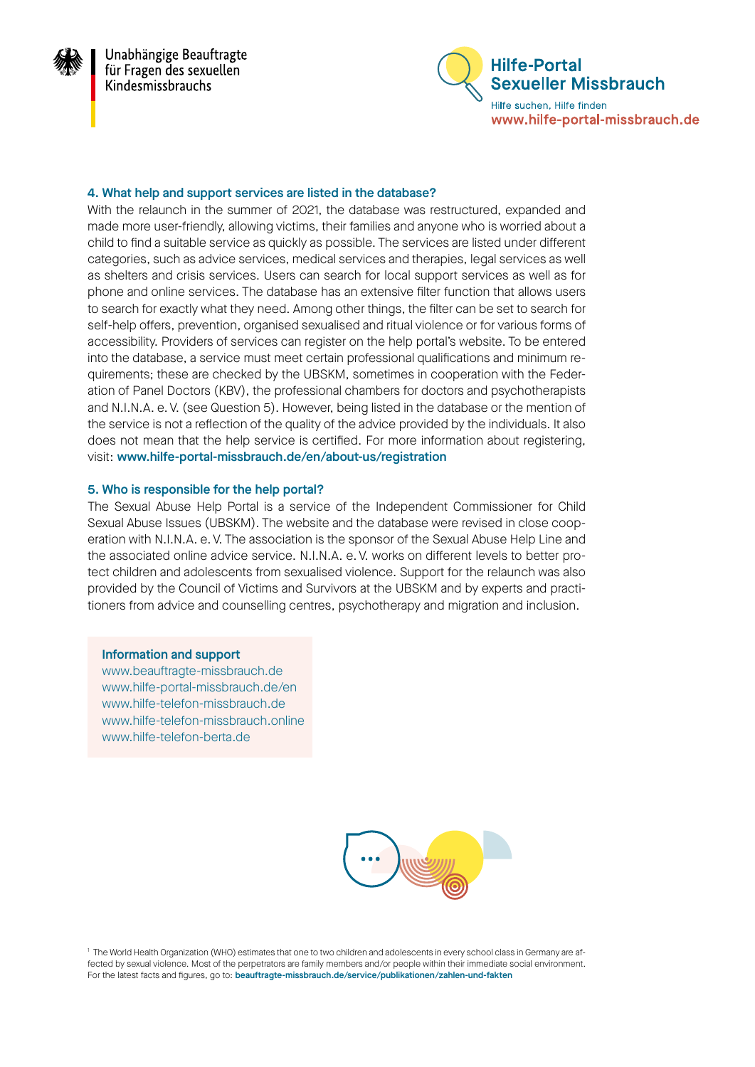### 4. What help and support services are listed in the database?

With the relaunch in the summer of 2021, the database was restructured, expanded and made more user-friendly, allowing victims, their families and anyone who is worried about a child to find a suitable service as quickly as possible. The services are listed under different categories, such as advice services, medical services and therapies, legal services as well as shelters and crisis services. Users can search for local support services as well as for phone and online services. The database has an extensive filter function that allows users to search for exactly what they need. Among other things, the filter can be set to search for self-help offers, prevention, organised sexualised and ritual violence or for various forms of accessibility. Providers of services can register on the help portal's website. To be entered into the database, a service must meet certain professional qualifications and minimum requirements; these are checked by the UBSKM, sometimes in cooperation with the Federation of Panel Doctors (KBV), the professional chambers for doctors and psychotherapists and N.I.N.A. e. V. (see Question 5). However, being listed in the database or the mention of the service is not a reflection of the quality of the advice provided by the individuals. It also does not mean that the help service is certified. For more information about registering, visit: **www.hilfe-portal-missbrauch.de/en/about-us/registration**

### 5. Who is responsible for the help portal?

The Sexual Abuse Help Portal is a service of the Independent Commissioner for Child Sexual Abuse Issues (UBSKM). The website and the database were revised in close cooperation with N.I.N.A. e. V. The association is the sponsor of the Sexual Abuse Help Line and the associated online advice service. N.I.N.A. e. V. works on different levels to better protect children and adolescents from sexualised violence. Support for the relaunch was also provided by the Council of Victims and Survivors at the UBSKM and by experts and practitioners from advice and counselling centres, psychotherapy and migration and inclusion.

**Information and support**

www.beauftragte-missbrauch.de
www.hilfe-portal-missbrauch.de/en
www.hilfe-telefon-missbrauch.de
www.hilfe-telefon-missbrauch.online
www.hilfe-telefon-berta.de

[1] The World Health Organization (WHO) estimates that one to two children and adolescents in every school class in Germany are affected by sexual violence. Most of the perpetrators are family members and/or people within their immediate social environment. For the latest facts and figures, go to: **beauftragte-missbrauch.de/service/publikationen/zahlen-und-fakten**